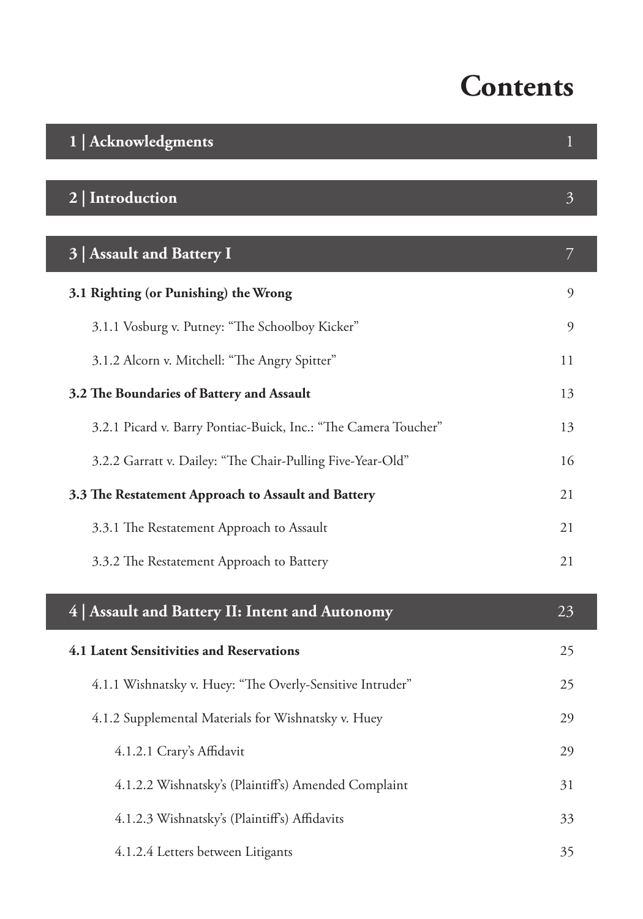# Contents

| | |
|---|---|
| **1 \| Acknowledgments** | 1 |
| **2 \| Introduction** | 3 |
| **3 \| Assault and Battery I** | 7 |
| **3.1 Righting (or Punishing) the Wrong** | 9 |
| 3.1.1 Vosburg v. Putney: "The Schoolboy Kicker" | 9 |
| 3.1.2 Alcorn v. Mitchell: "The Angry Spitter" | 11 |
| **3.2 The Boundaries of Battery and Assault** | 13 |
| 3.2.1 Picard v. Barry Pontiac-Buick, Inc.: "The Camera Toucher" | 13 |
| 3.2.2 Garratt v. Dailey: "The Chair-Pulling Five-Year-Old" | 16 |
| **3.3 The Restatement Approach to Assault and Battery** | 21 |
| 3.3.1 The Restatement Approach to Assault | 21 |
| 3.3.2 The Restatement Approach to Battery | 21 |
| **4 \| Assault and Battery II: Intent and Autonomy** | 23 |
| **4.1 Latent Sensitivities and Reservations** | 25 |
| 4.1.1 Wishnatsky v. Huey: "The Overly-Sensitive Intruder" | 25 |
| 4.1.2 Supplemental Materials for Wishnatsky v. Huey | 29 |
| 4.1.2.1 Crary's Affidavit | 29 |
| 4.1.2.2 Wishnatsky's (Plaintiff's) Amended Complaint | 31 |
| 4.1.2.3 Wishnatsky's (Plaintiff's) Affidavits | 33 |
| 4.1.2.4 Letters between Litigants | 35 |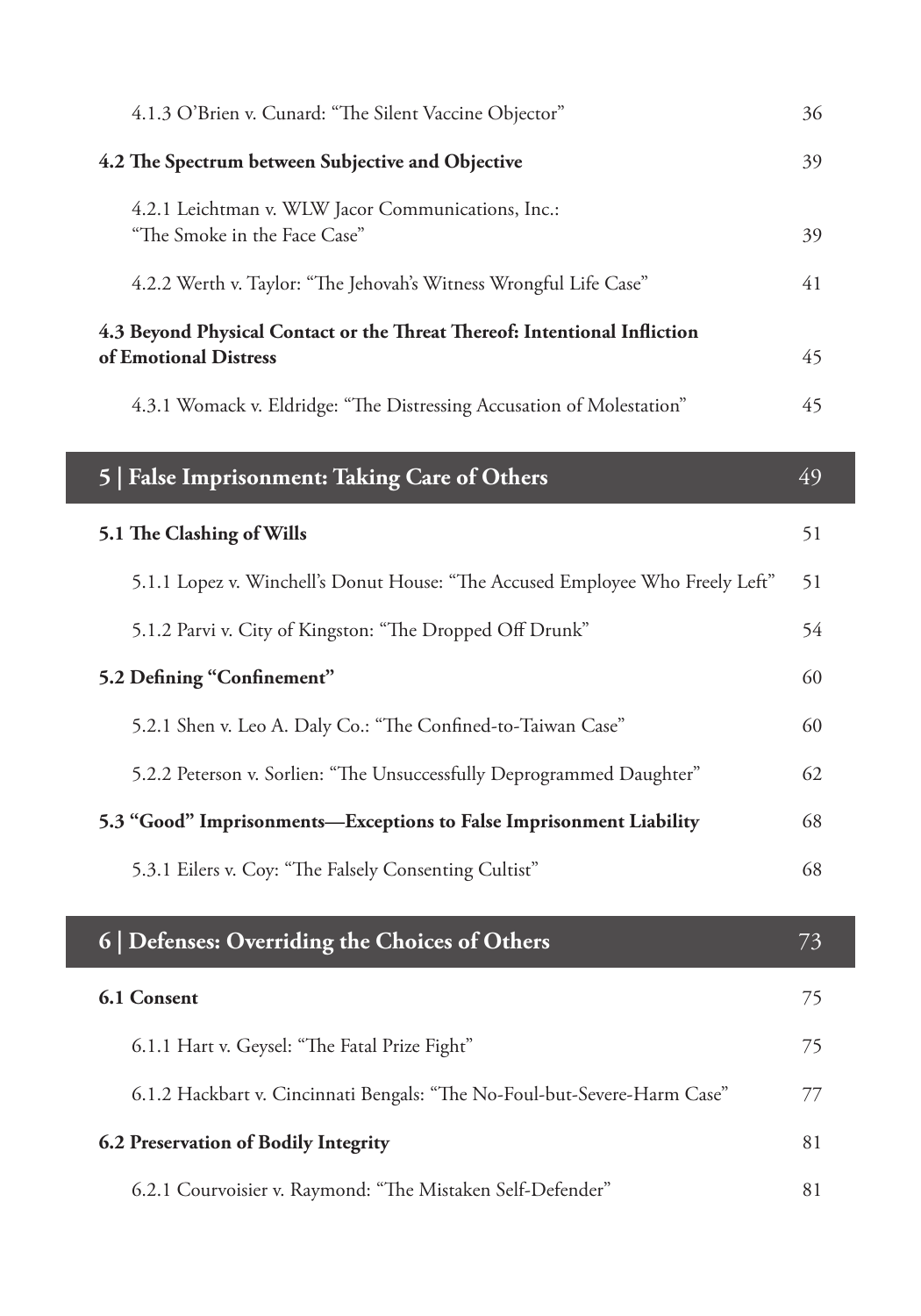4.1.3 O'Brien v. Cunard: "The Silent Vaccine Objector" 36

**4.2 The Spectrum between Subjective and Objective** 39

4.2.1 Leichtman v. WLW Jacor Communications, Inc.: "The Smoke in the Face Case" 39

4.2.2 Werth v. Taylor: "The Jehovah's Witness Wrongful Life Case" 41

**4.3 Beyond Physical Contact or the Threat Thereof: Intentional Infliction of Emotional Distress** 45

4.3.1 Womack v. Eldridge: "The Distressing Accusation of Molestation" 45

## 5 | False Imprisonment: Taking Care of Others 49

**5.1 The Clashing of Wills** 51

5.1.1 Lopez v. Winchell's Donut House: "The Accused Employee Who Freely Left" 51

5.1.2 Parvi v. City of Kingston: "The Dropped Off Drunk" 54

**5.2 Defining "Confinement"** 60

5.2.1 Shen v. Leo A. Daly Co.: "The Confined-to-Taiwan Case" 60

5.2.2 Peterson v. Sorlien: "The Unsuccessfully Deprogrammed Daughter" 62

**5.3 "Good" Imprisonments—Exceptions to False Imprisonment Liability** 68

5.3.1 Eilers v. Coy: "The Falsely Consenting Cultist" 68

## 6 | Defenses: Overriding the Choices of Others 73

**6.1 Consent** 75

6.1.1 Hart v. Geysel: "The Fatal Prize Fight" 75

6.1.2 Hackbart v. Cincinnati Bengals: "The No-Foul-but-Severe-Harm Case" 77

**6.2 Preservation of Bodily Integrity** 81

6.2.1 Courvoisier v. Raymond: "The Mistaken Self-Defender" 81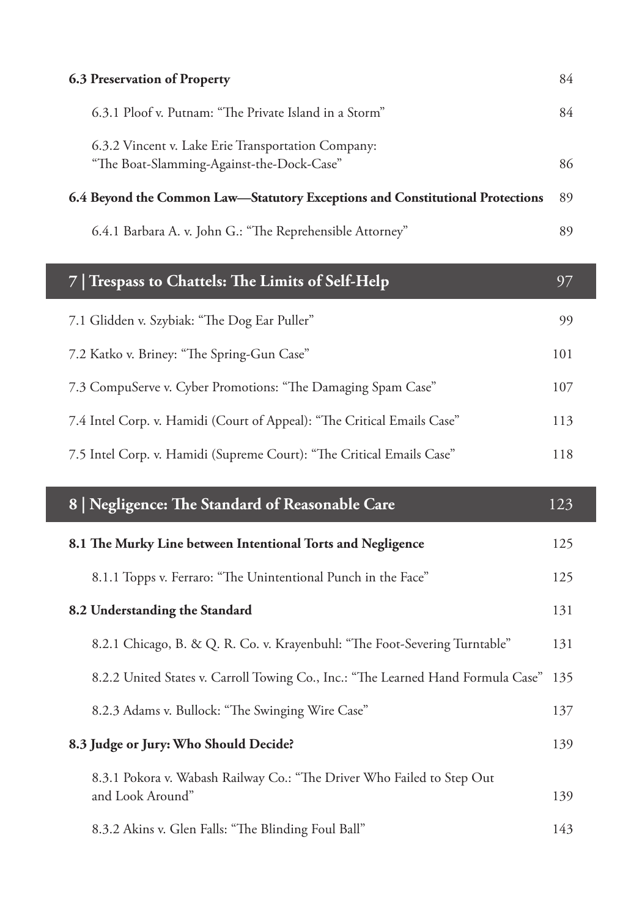**6.3 Preservation of Property** 84

6.3.1 Ploof v. Putnam: "The Private Island in a Storm" 84

6.3.2 Vincent v. Lake Erie Transportation Company: "The Boat-Slamming-Against-the-Dock-Case" 86

**6.4 Beyond the Common Law—Statutory Exceptions and Constitutional Protections** 89

6.4.1 Barbara A. v. John G.: "The Reprehensible Attorney" 89

## 7 | Trespass to Chattels: The Limits of Self-Help 97

7.1 Glidden v. Szybiak: "The Dog Ear Puller" 99

7.2 Katko v. Briney: "The Spring-Gun Case" 101

7.3 CompuServe v. Cyber Promotions: "The Damaging Spam Case" 107

7.4 Intel Corp. v. Hamidi (Court of Appeal): "The Critical Emails Case" 113

7.5 Intel Corp. v. Hamidi (Supreme Court): "The Critical Emails Case" 118

## 8 | Negligence: The Standard of Reasonable Care 123

**8.1 The Murky Line between Intentional Torts and Negligence** 125

8.1.1 Topps v. Ferraro: "The Unintentional Punch in the Face" 125

**8.2 Understanding the Standard** 131

8.2.1 Chicago, B. & Q. R. Co. v. Krayenbuhl: "The Foot-Severing Turntable" 131

8.2.2 United States v. Carroll Towing Co., Inc.: "The Learned Hand Formula Case" 135

8.2.3 Adams v. Bullock: "The Swinging Wire Case" 137

**8.3 Judge or Jury: Who Should Decide?** 139

8.3.1 Pokora v. Wabash Railway Co.: "The Driver Who Failed to Step Out and Look Around" 139

8.3.2 Akins v. Glen Falls: "The Blinding Foul Ball" 143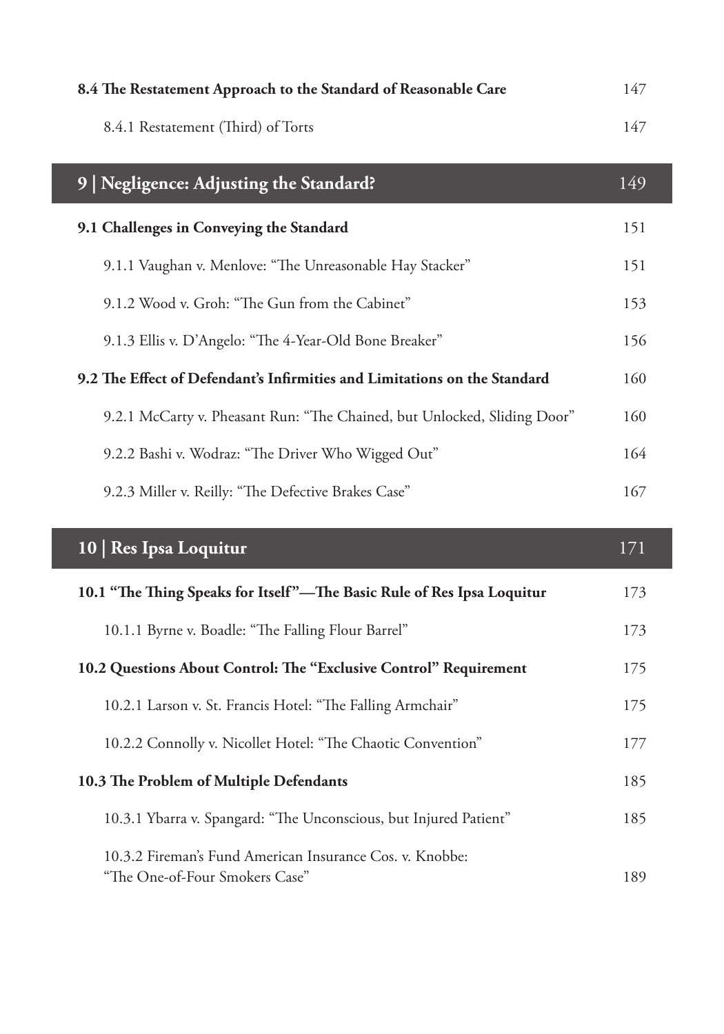**8.4 The Restatement Approach to the Standard of Reasonable Care** 147

8.4.1 Restatement (Third) of Torts 147

## 9 | Negligence: Adjusting the Standard? 149

**9.1 Challenges in Conveying the Standard** 151

9.1.1 Vaughan v. Menlove: "The Unreasonable Hay Stacker" 151

9.1.2 Wood v. Groh: "The Gun from the Cabinet" 153

9.1.3 Ellis v. D'Angelo: "The 4-Year-Old Bone Breaker" 156

**9.2 The Effect of Defendant's Infirmities and Limitations on the Standard** 160

9.2.1 McCarty v. Pheasant Run: "The Chained, but Unlocked, Sliding Door" 160

9.2.2 Bashi v. Wodraz: "The Driver Who Wigged Out" 164

9.2.3 Miller v. Reilly: "The Defective Brakes Case" 167

## 10 | Res Ipsa Loquitur 171

**10.1 "The Thing Speaks for Itself"—The Basic Rule of Res Ipsa Loquitur** 173

10.1.1 Byrne v. Boadle: "The Falling Flour Barrel" 173

**10.2 Questions About Control: The "Exclusive Control" Requirement** 175

10.2.1 Larson v. St. Francis Hotel: "The Falling Armchair" 175

10.2.2 Connolly v. Nicollet Hotel: "The Chaotic Convention" 177

**10.3 The Problem of Multiple Defendants** 185

10.3.1 Ybarra v. Spangard: "The Unconscious, but Injured Patient" 185

10.3.2 Fireman's Fund American Insurance Cos. v. Knobbe: "The One-of-Four Smokers Case" 189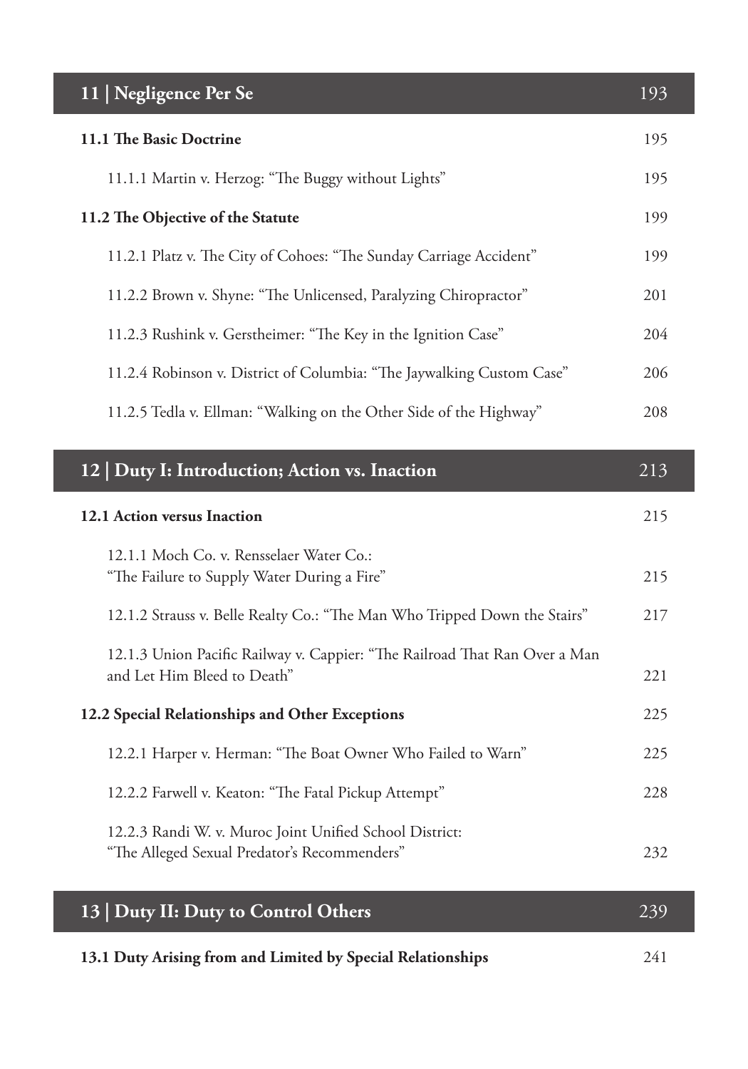| 11 \| Negligence Per Se | 193 |
|---|---|
| **11.1 The Basic Doctrine** | 195 |
| 11.1.1 Martin v. Herzog: "The Buggy without Lights" | 195 |
| **11.2 The Objective of the Statute** | 199 |
| 11.2.1 Platz v. The City of Cohoes: "The Sunday Carriage Accident" | 199 |
| 11.2.2 Brown v. Shyne: "The Unlicensed, Paralyzing Chiropractor" | 201 |
| 11.2.3 Rushink v. Gerstheimer: "The Key in the Ignition Case" | 204 |
| 11.2.4 Robinson v. District of Columbia: "The Jaywalking Custom Case" | 206 |
| 11.2.5 Tedla v. Ellman: "Walking on the Other Side of the Highway" | 208 |

| 12 \| Duty I: Introduction; Action vs. Inaction | 213 |
|---|---|
| **12.1 Action versus Inaction** | 215 |
| 12.1.1 Moch Co. v. Rensselaer Water Co.: "The Failure to Supply Water During a Fire" | 215 |
| 12.1.2 Strauss v. Belle Realty Co.: "The Man Who Tripped Down the Stairs" | 217 |
| 12.1.3 Union Pacific Railway v. Cappier: "The Railroad That Ran Over a Man and Let Him Bleed to Death" | 221 |
| **12.2 Special Relationships and Other Exceptions** | 225 |
| 12.2.1 Harper v. Herman: "The Boat Owner Who Failed to Warn" | 225 |
| 12.2.2 Farwell v. Keaton: "The Fatal Pickup Attempt" | 228 |
| 12.2.3 Randi W. v. Muroc Joint Unified School District: "The Alleged Sexual Predator's Recommenders" | 232 |

| 13 \| Duty II: Duty to Control Others | 239 |
|---|---|
| **13.1 Duty Arising from and Limited by Special Relationships** | 241 |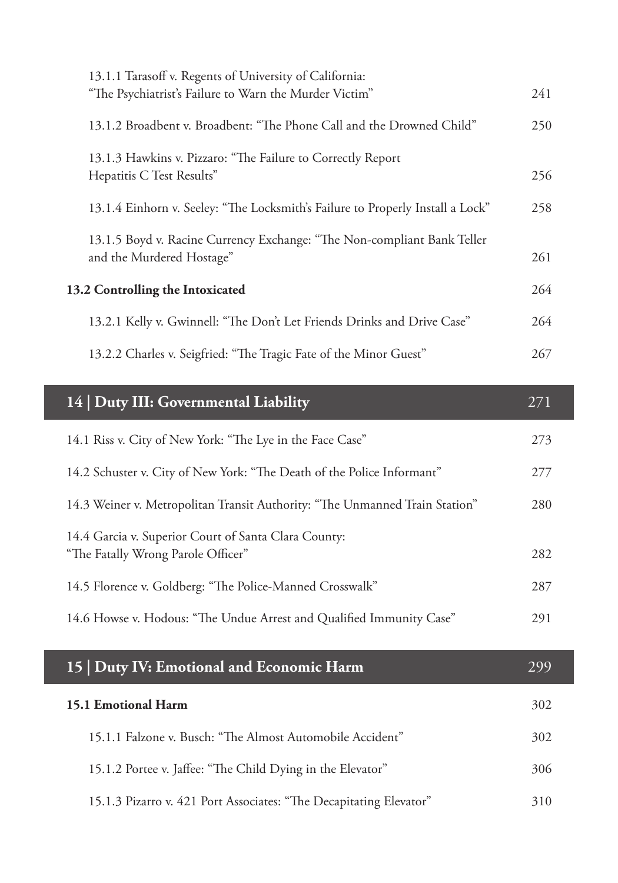13.1.1 Tarasoff v. Regents of University of California: "The Psychiatrist's Failure to Warn the Murder Victim" 241

13.1.2 Broadbent v. Broadbent: "The Phone Call and the Drowned Child" 250

13.1.3 Hawkins v. Pizzaro: "The Failure to Correctly Report Hepatitis C Test Results" 256

13.1.4 Einhorn v. Seeley: "The Locksmith's Failure to Properly Install a Lock" 258

13.1.5 Boyd v. Racine Currency Exchange: "The Non-compliant Bank Teller and the Murdered Hostage" 261

**13.2 Controlling the Intoxicated** 264

13.2.1 Kelly v. Gwinnell: "The Don't Let Friends Drinks and Drive Case" 264

13.2.2 Charles v. Seigfried: "The Tragic Fate of the Minor Guest" 267

## 14 | Duty III: Governmental Liability 271

14.1 Riss v. City of New York: "The Lye in the Face Case" 273

14.2 Schuster v. City of New York: "The Death of the Police Informant" 277

14.3 Weiner v. Metropolitan Transit Authority: "The Unmanned Train Station" 280

14.4 Garcia v. Superior Court of Santa Clara County: "The Fatally Wrong Parole Officer" 282

14.5 Florence v. Goldberg: "The Police-Manned Crosswalk" 287

14.6 Howse v. Hodous: "The Undue Arrest and Qualified Immunity Case" 291

## 15 | Duty IV: Emotional and Economic Harm 299

**15.1 Emotional Harm** 302

15.1.1 Falzone v. Busch: "The Almost Automobile Accident" 302

15.1.2 Portee v. Jaffee: "The Child Dying in the Elevator" 306

15.1.3 Pizarro v. 421 Port Associates: "The Decapitating Elevator" 310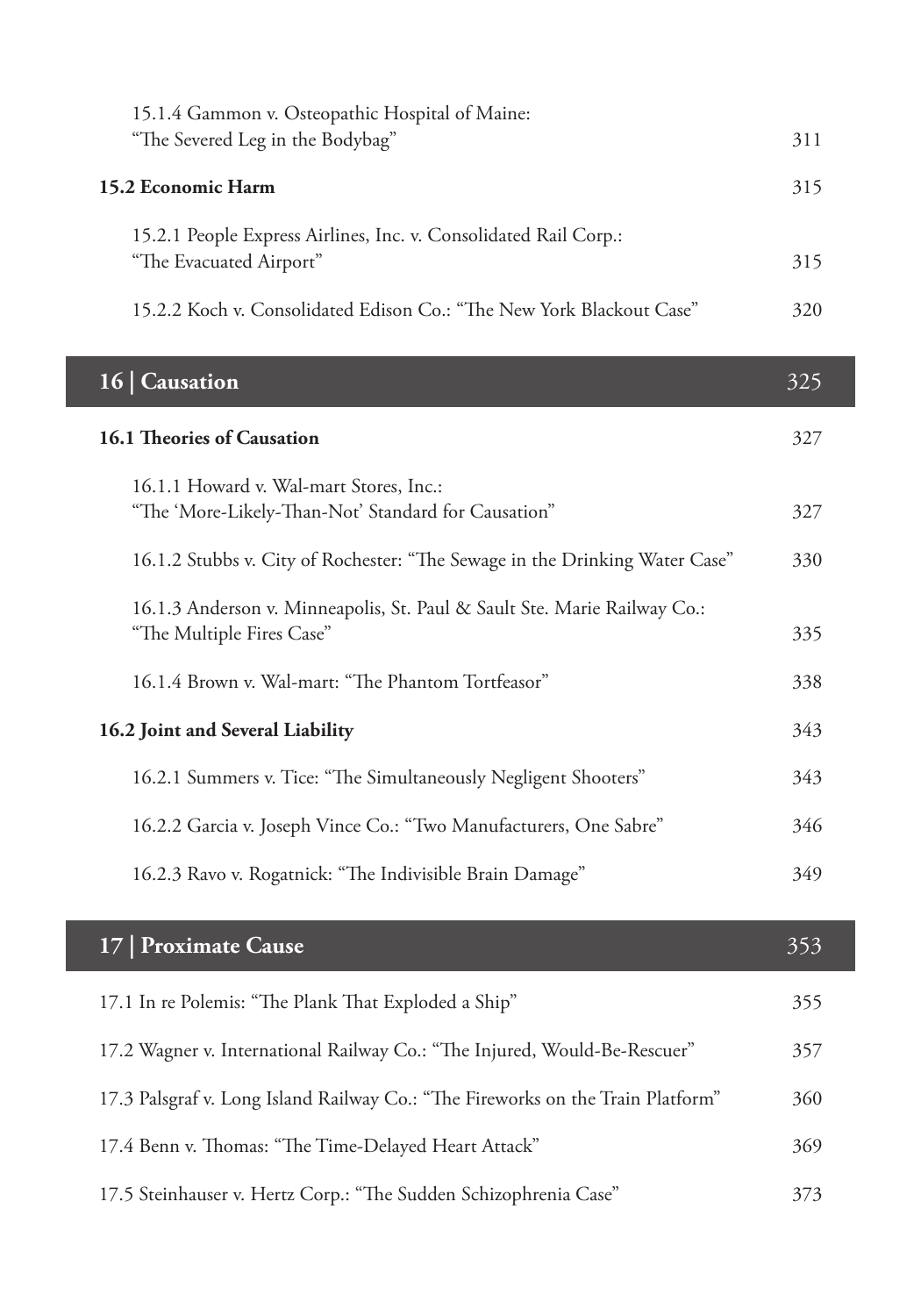15.1.4 Gammon v. Osteopathic Hospital of Maine: "The Severed Leg in the Bodybag" 311

**15.2 Economic Harm** 315

15.2.1 People Express Airlines, Inc. v. Consolidated Rail Corp.: "The Evacuated Airport" 315

15.2.2 Koch v. Consolidated Edison Co.: "The New York Blackout Case" 320

## 16 | Causation 325

**16.1 Theories of Causation** 327

16.1.1 Howard v. Wal-mart Stores, Inc.: "The 'More-Likely-Than-Not' Standard for Causation" 327

16.1.2 Stubbs v. City of Rochester: "The Sewage in the Drinking Water Case" 330

16.1.3 Anderson v. Minneapolis, St. Paul & Sault Ste. Marie Railway Co.: "The Multiple Fires Case" 335

16.1.4 Brown v. Wal-mart: "The Phantom Tortfeasor" 338

**16.2 Joint and Several Liability** 343

16.2.1 Summers v. Tice: "The Simultaneously Negligent Shooters" 343

16.2.2 Garcia v. Joseph Vince Co.: "Two Manufacturers, One Sabre" 346

16.2.3 Ravo v. Rogatnick: "The Indivisible Brain Damage" 349

## 17 | Proximate Cause 353

17.1 In re Polemis: "The Plank That Exploded a Ship" 355

17.2 Wagner v. International Railway Co.: "The Injured, Would-Be-Rescuer" 357

17.3 Palsgraf v. Long Island Railway Co.: "The Fireworks on the Train Platform" 360

17.4 Benn v. Thomas: "The Time-Delayed Heart Attack" 369

17.5 Steinhauser v. Hertz Corp.: "The Sudden Schizophrenia Case" 373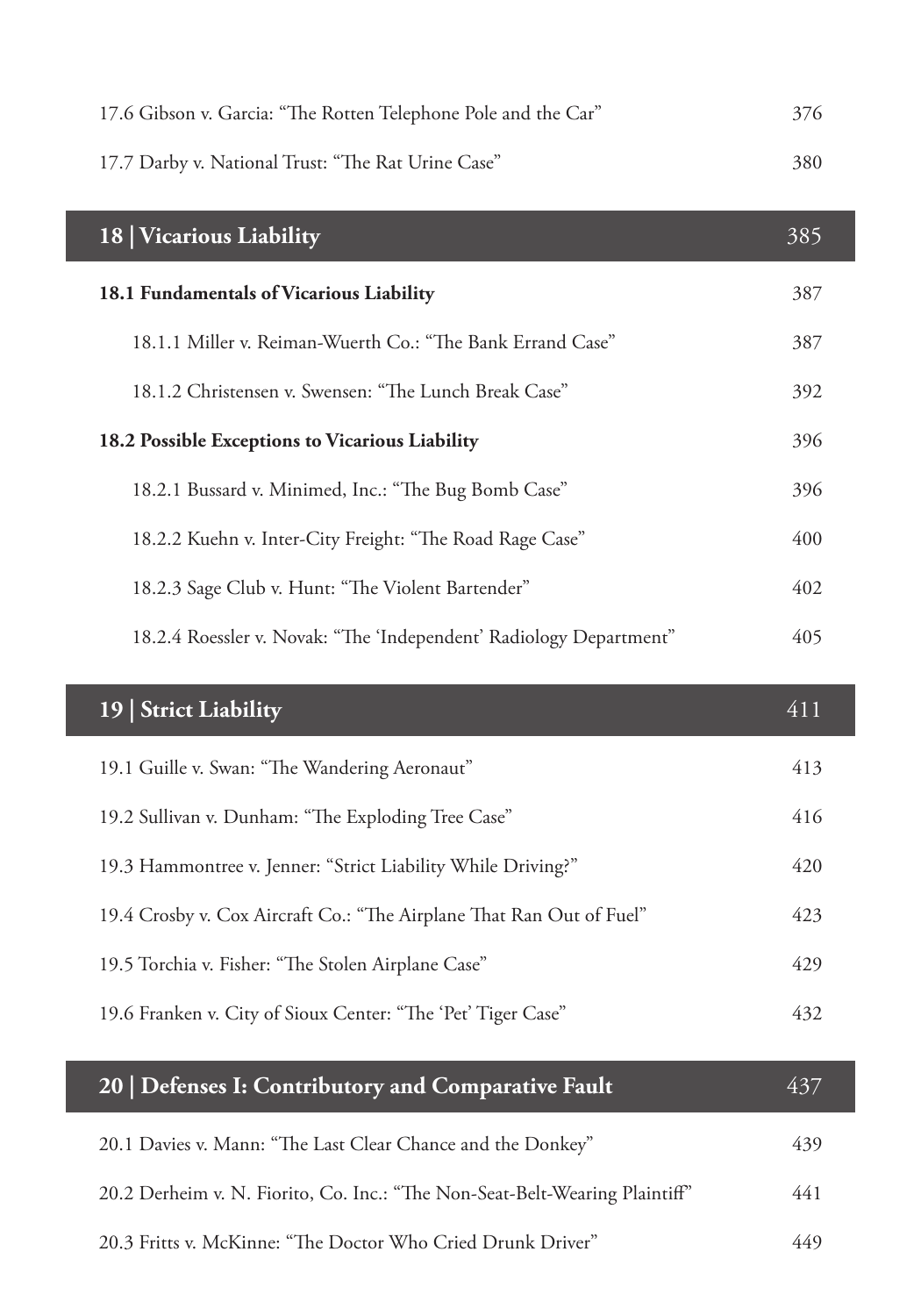17.6 Gibson v. Garcia: "The Rotten Telephone Pole and the Car" 376

17.7 Darby v. National Trust: "The Rat Urine Case" 380

## 18 | Vicarious Liability 385

**18.1 Fundamentals of Vicarious Liability** 387

18.1.1 Miller v. Reiman-Wuerth Co.: "The Bank Errand Case" 387

18.1.2 Christensen v. Swensen: "The Lunch Break Case" 392

**18.2 Possible Exceptions to Vicarious Liability** 396

18.2.1 Bussard v. Minimed, Inc.: "The Bug Bomb Case" 396

18.2.2 Kuehn v. Inter-City Freight: "The Road Rage Case" 400

18.2.3 Sage Club v. Hunt: "The Violent Bartender" 402

18.2.4 Roessler v. Novak: "The 'Independent' Radiology Department" 405

## 19 | Strict Liability 411

19.1 Guille v. Swan: "The Wandering Aeronaut" 413

19.2 Sullivan v. Dunham: "The Exploding Tree Case" 416

19.3 Hammontree v. Jenner: "Strict Liability While Driving?" 420

19.4 Crosby v. Cox Aircraft Co.: "The Airplane That Ran Out of Fuel" 423

19.5 Torchia v. Fisher: "The Stolen Airplane Case" 429

19.6 Franken v. City of Sioux Center: "The 'Pet' Tiger Case" 432

## 20 | Defenses I: Contributory and Comparative Fault 437

20.1 Davies v. Mann: "The Last Clear Chance and the Donkey" 439

20.2 Derheim v. N. Fiorito, Co. Inc.: "The Non-Seat-Belt-Wearing Plaintiff" 441

20.3 Fritts v. McKinne: "The Doctor Who Cried Drunk Driver" 449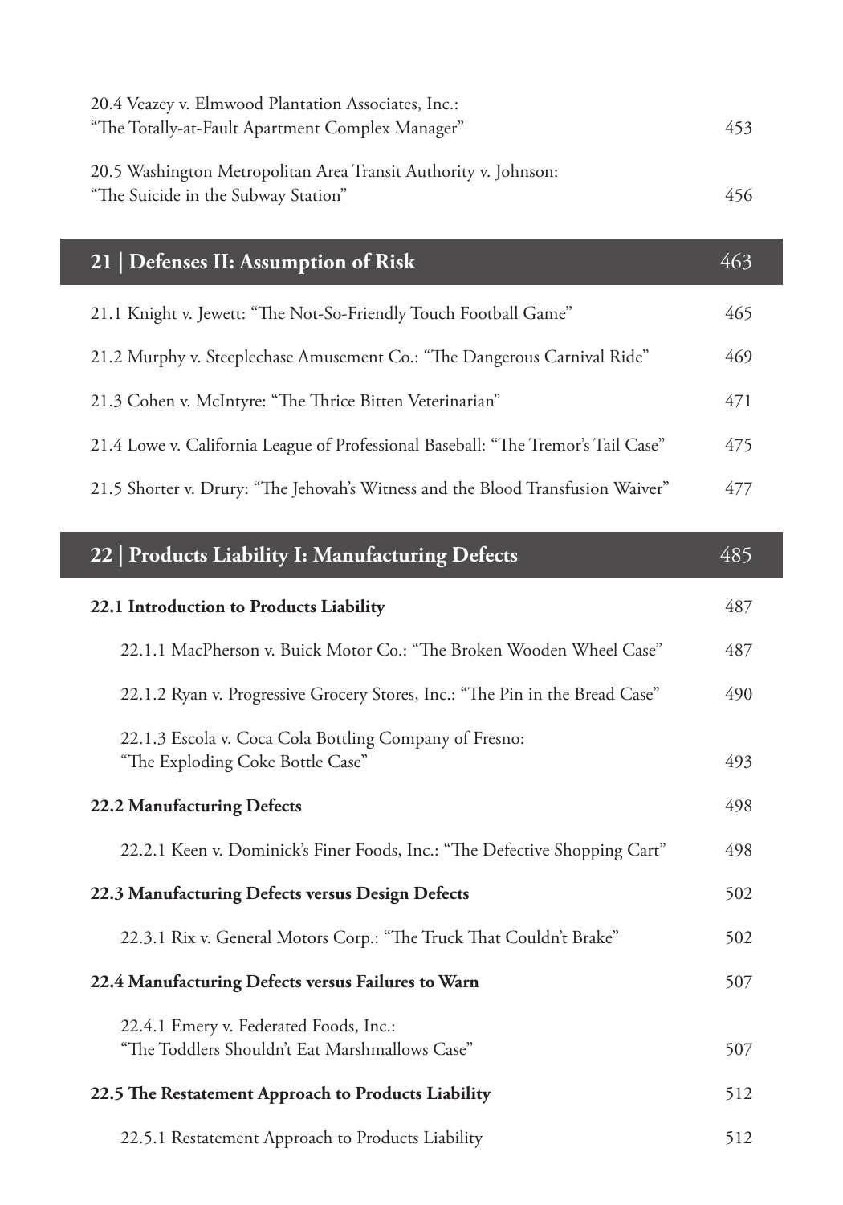20.4 Veazey v. Elmwood Plantation Associates, Inc.: "The Totally-at-Fault Apartment Complex Manager" 453

20.5 Washington Metropolitan Area Transit Authority v. Johnson: "The Suicide in the Subway Station" 456

## 21 | Defenses II: Assumption of Risk 463

21.1 Knight v. Jewett: "The Not-So-Friendly Touch Football Game" 465

21.2 Murphy v. Steeplechase Amusement Co.: "The Dangerous Carnival Ride" 469

21.3 Cohen v. McIntyre: "The Thrice Bitten Veterinarian" 471

21.4 Lowe v. California League of Professional Baseball: "The Tremor's Tail Case" 475

21.5 Shorter v. Drury: "The Jehovah's Witness and the Blood Transfusion Waiver" 477

## 22 | Products Liability I: Manufacturing Defects 485

**22.1 Introduction to Products Liability** 487

- 22.1.1 MacPherson v. Buick Motor Co.: "The Broken Wooden Wheel Case" 487
- 22.1.2 Ryan v. Progressive Grocery Stores, Inc.: "The Pin in the Bread Case" 490
- 22.1.3 Escola v. Coca Cola Bottling Company of Fresno: "The Exploding Coke Bottle Case" 493

**22.2 Manufacturing Defects** 498

- 22.2.1 Keen v. Dominick's Finer Foods, Inc.: "The Defective Shopping Cart" 498

**22.3 Manufacturing Defects versus Design Defects** 502

- 22.3.1 Rix v. General Motors Corp.: "The Truck That Couldn't Brake" 502

**22.4 Manufacturing Defects versus Failures to Warn** 507

- 22.4.1 Emery v. Federated Foods, Inc.: "The Toddlers Shouldn't Eat Marshmallows Case" 507

**22.5 The Restatement Approach to Products Liability** 512

- 22.5.1 Restatement Approach to Products Liability 512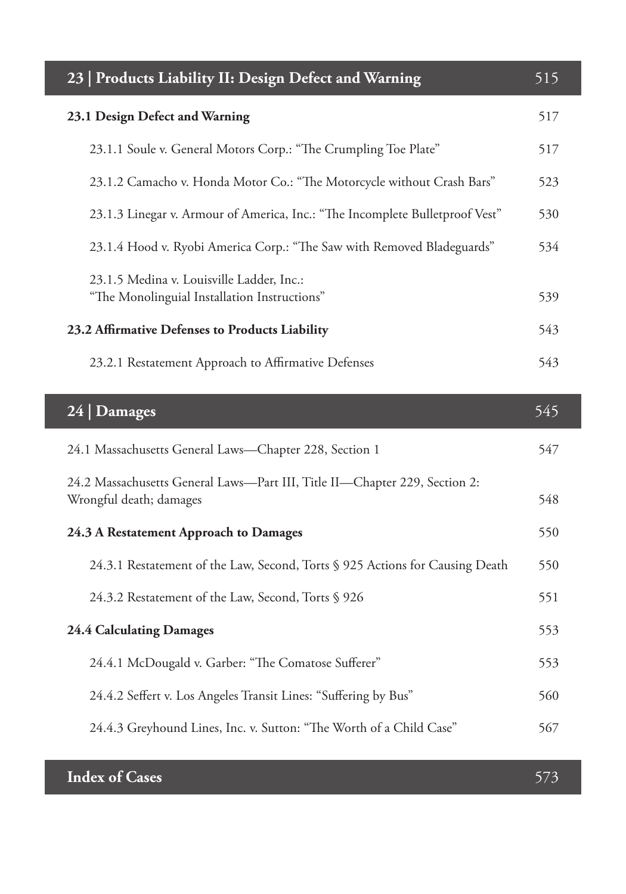## 23 | Products Liability II: Design Defect and Warning 515

**23.1 Design Defect and Warning** 517

23.1.1 Soule v. General Motors Corp.: "The Crumpling Toe Plate" 517

23.1.2 Camacho v. Honda Motor Co.: "The Motorcycle without Crash Bars" 523

23.1.3 Linegar v. Armour of America, Inc.: "The Incomplete Bulletproof Vest" 530

23.1.4 Hood v. Ryobi America Corp.: "The Saw with Removed Bladeguards" 534

23.1.5 Medina v. Louisville Ladder, Inc.: "The Monolinguial Installation Instructions" 539

**23.2 Affirmative Defenses to Products Liability** 543

23.2.1 Restatement Approach to Affirmative Defenses 543

## 24 | Damages 545

24.1 Massachusetts General Laws—Chapter 228, Section 1 547

24.2 Massachusetts General Laws—Part III, Title II—Chapter 229, Section 2: Wrongful death; damages 548

**24.3 A Restatement Approach to Damages** 550

24.3.1 Restatement of the Law, Second, Torts § 925 Actions for Causing Death 550

24.3.2 Restatement of the Law, Second, Torts § 926 551

**24.4 Calculating Damages** 553

24.4.1 McDougald v. Garber: "The Comatose Sufferer" 553

24.4.2 Seffert v. Los Angeles Transit Lines: "Suffering by Bus" 560

24.4.3 Greyhound Lines, Inc. v. Sutton: "The Worth of a Child Case" 567

## Index of Cases 573